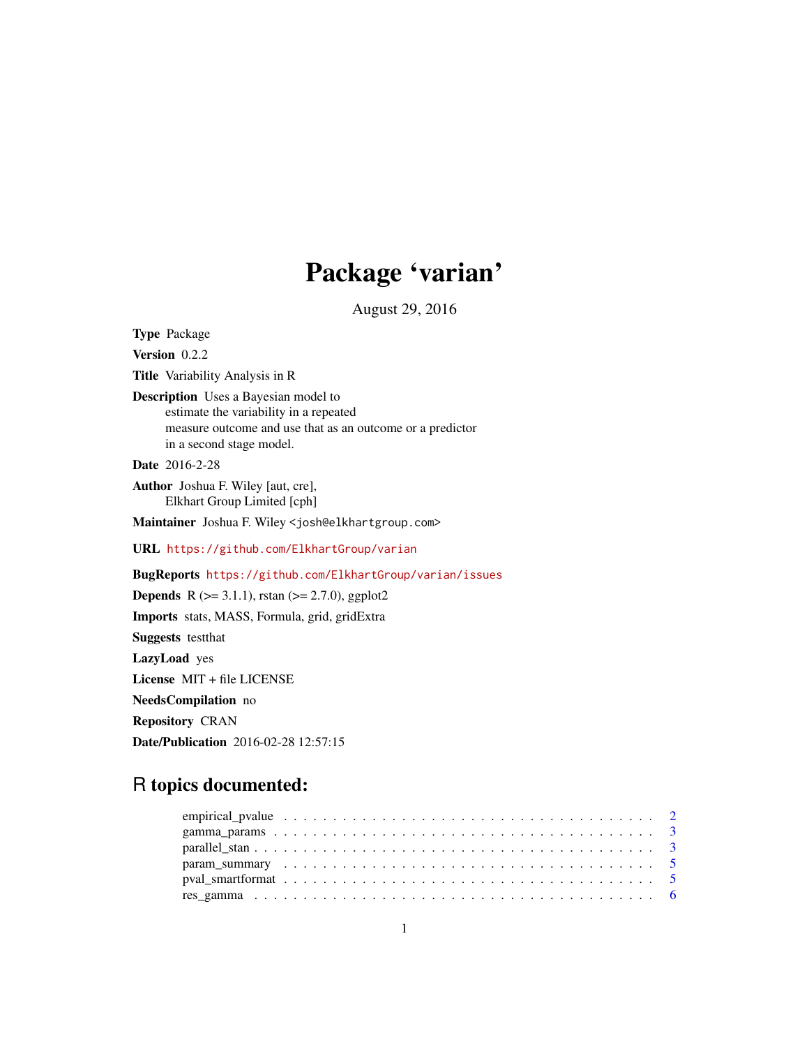# Package 'varian'

August 29, 2016

**Type** Package

**Version** 0.2.2

**Title** Variability Analysis in R

**Description** Uses a Bayesian model to estimate the variability in a repeated measure outcome and use that as an outcome or a predictor in a second stage model.

**Date** 2016-2-28

**Author** Joshua F. Wiley [aut, cre], Elkhart Group Limited [cph]

**Maintainer** Joshua F. Wiley <josh@elkhartgroup.com>

**URL** https://github.com/ElkhartGroup/varian

**BugReports** https://github.com/ElkhartGroup/varian/issues

**Depends** R (>= 3.1.1), rstan (>= 2.7.0), ggplot2

**Imports** stats, MASS, Formula, grid, gridExtra

**Suggests** testthat

**LazyLoad** yes

**License** MIT + file LICENSE

**NeedsCompilation** no

**Repository** CRAN

**Date/Publication** 2016-02-28 12:57:15

## R topics documented:

- empirical_pvalue . . . . . . . . . . . . . . . . . . . . . . . . . . . . . . . . . . . . . . . 2
- gamma_params . . . . . . . . . . . . . . . . . . . . . . . . . . . . . . . . . . . . . . . 3
- parallel_stan . . . . . . . . . . . . . . . . . . . . . . . . . . . . . . . . . . . . . . . 3
- param_summary . . . . . . . . . . . . . . . . . . . . . . . . . . . . . . . . . . . . . . . 5
- pval_smartformat . . . . . . . . . . . . . . . . . . . . . . . . . . . . . . . . . . . . . . . 5
- res_gamma . . . . . . . . . . . . . . . . . . . . . . . . . . . . . . . . . . . . . . . 6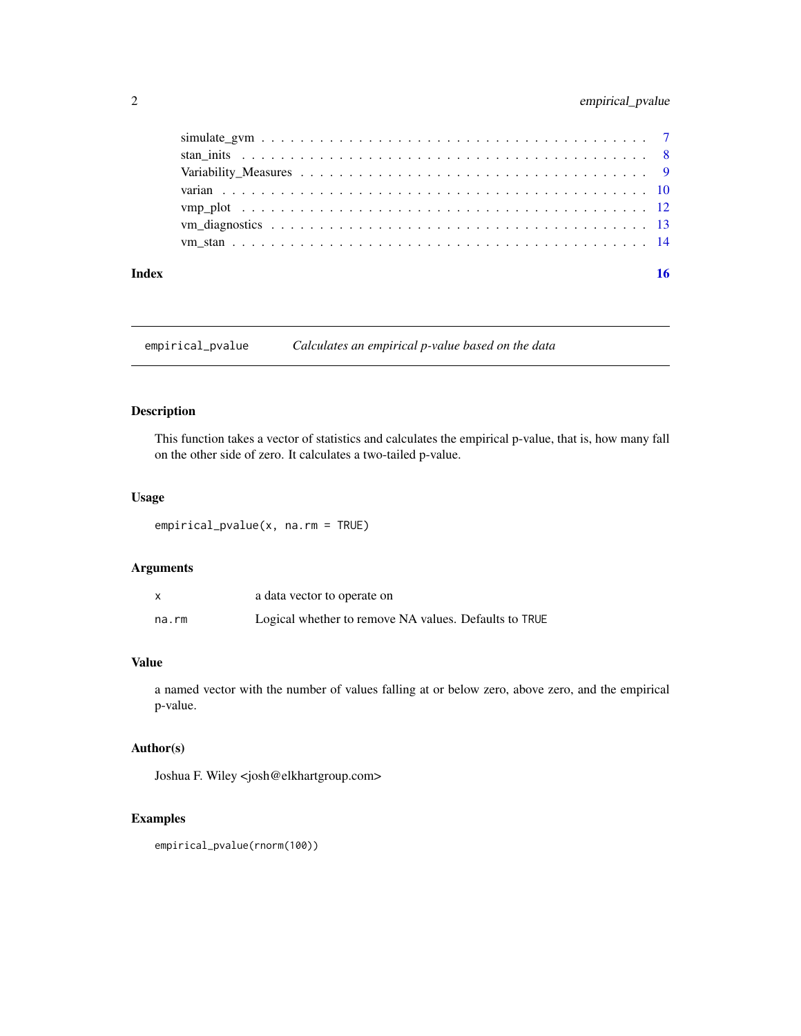simulate_gvm . . . . . . . . . . . . . . . . . . . . . . . . . . . . . . . . . . . . . 7
stan_inits . . . . . . . . . . . . . . . . . . . . . . . . . . . . . . . . . . . . . . . 8
Variability_Measures . . . . . . . . . . . . . . . . . . . . . . . . . . . . . . . . . . 9
varian . . . . . . . . . . . . . . . . . . . . . . . . . . . . . . . . . . . . . . . . . 10
vmp_plot . . . . . . . . . . . . . . . . . . . . . . . . . . . . . . . . . . . . . . . 12
vm_diagnostics . . . . . . . . . . . . . . . . . . . . . . . . . . . . . . . . . . . . 13
vm_stan . . . . . . . . . . . . . . . . . . . . . . . . . . . . . . . . . . . . . . . . 14

**Index** **16**

---

## empirical_pvalue — *Calculates an empirical p-value based on the data*

### Description

This function takes a vector of statistics and calculates the empirical p-value, that is, how many fall on the other side of zero. It calculates a two-tailed p-value.

### Usage

```
empirical_pvalue(x, na.rm = TRUE)
```

### Arguments

| | |
|---|---|
| `x` | a data vector to operate on |
| `na.rm` | Logical whether to remove NA values. Defaults to `TRUE` |

### Value

a named vector with the number of values falling at or below zero, above zero, and the empirical p-value.

### Author(s)

Joshua F. Wiley <josh@elkhartgroup.com>

### Examples

```
empirical_pvalue(rnorm(100))
```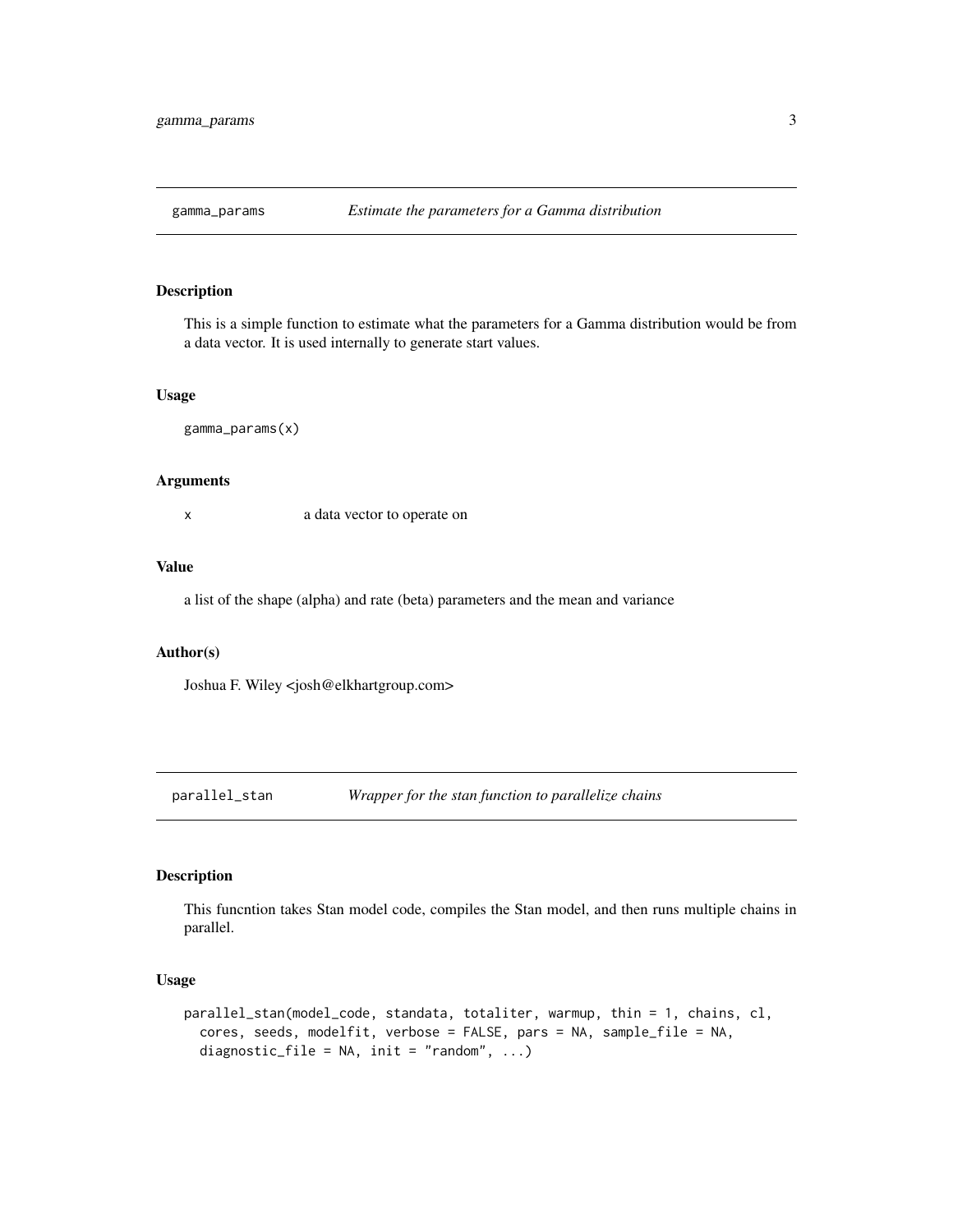## gamma_params — *Estimate the parameters for a Gamma distribution*

### Description

This is a simple function to estimate what the parameters for a Gamma distribution would be from a data vector. It is used internally to generate start values.

### Usage

```
gamma_params(x)
```

### Arguments

| | |
|---|---|
| x | a data vector to operate on |

### Value

a list of the shape (alpha) and rate (beta) parameters and the mean and variance

### Author(s)

Joshua F. Wiley <josh@elkhartgroup.com>

## parallel_stan — *Wrapper for the stan function to parallelize chains*

### Description

This funcntion takes Stan model code, compiles the Stan model, and then runs multiple chains in parallel.

### Usage

```
parallel_stan(model_code, standata, totaliter, warmup, thin = 1, chains, cl,
  cores, seeds, modelfit, verbose = FALSE, pars = NA, sample_file = NA,
  diagnostic_file = NA, init = "random", ...)
```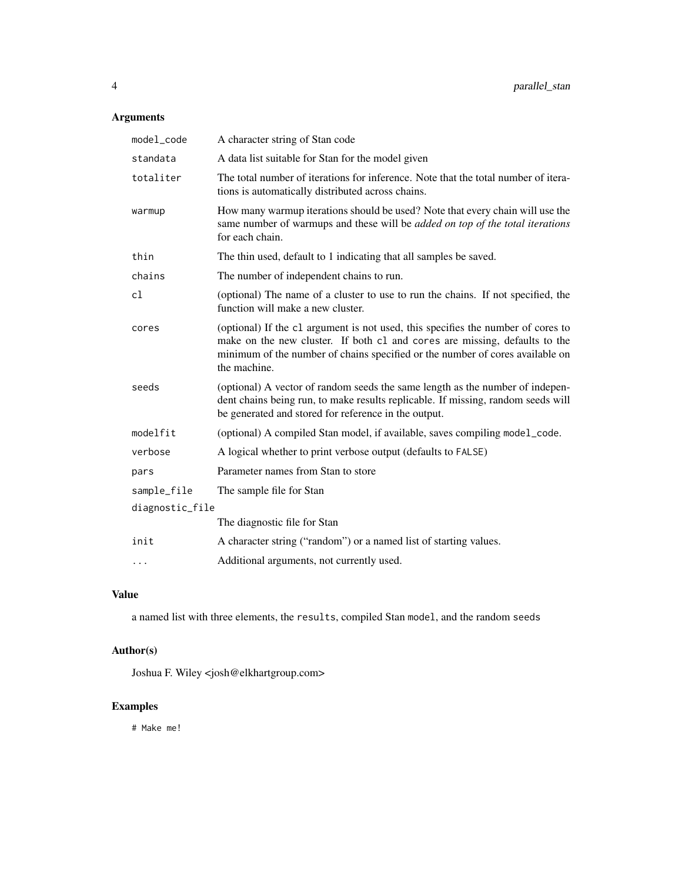## Arguments

| | |
|---|---|
| `model_code` | A character string of Stan code |
| `standata` | A data list suitable for Stan for the model given |
| `totaliter` | The total number of iterations for inference. Note that the total number of iterations is automatically distributed across chains. |
| `warmup` | How many warmup iterations should be used? Note that every chain will use the same number of warmups and these will be *added on top of the total iterations* for each chain. |
| `thin` | The thin used, default to 1 indicating that all samples be saved. |
| `chains` | The number of independent chains to run. |
| `cl` | (optional) The name of a cluster to use to run the chains. If not specified, the function will make a new cluster. |
| `cores` | (optional) If the `cl` argument is not used, this specifies the number of cores to make on the new cluster. If both `cl` and `cores` are missing, defaults to the minimum of the number of chains specified or the number of cores available on the machine. |
| `seeds` | (optional) A vector of random seeds the same length as the number of independent chains being run, to make results replicable. If missing, random seeds will be generated and stored for reference in the output. |
| `modelfit` | (optional) A compiled Stan model, if available, saves compiling `model_code`. |
| `verbose` | A logical whether to print verbose output (defaults to `FALSE`) |
| `pars` | Parameter names from Stan to store |
| `sample_file` | The sample file for Stan |
| `diagnostic_file` | The diagnostic file for Stan |
| `init` | A character string ("random") or a named list of starting values. |
| `...` | Additional arguments, not currently used. |

## Value

a named list with three elements, the `results`, compiled Stan `model`, and the random `seeds`

## Author(s)

Joshua F. Wiley <josh@elkhartgroup.com>

## Examples

```
# Make me!
```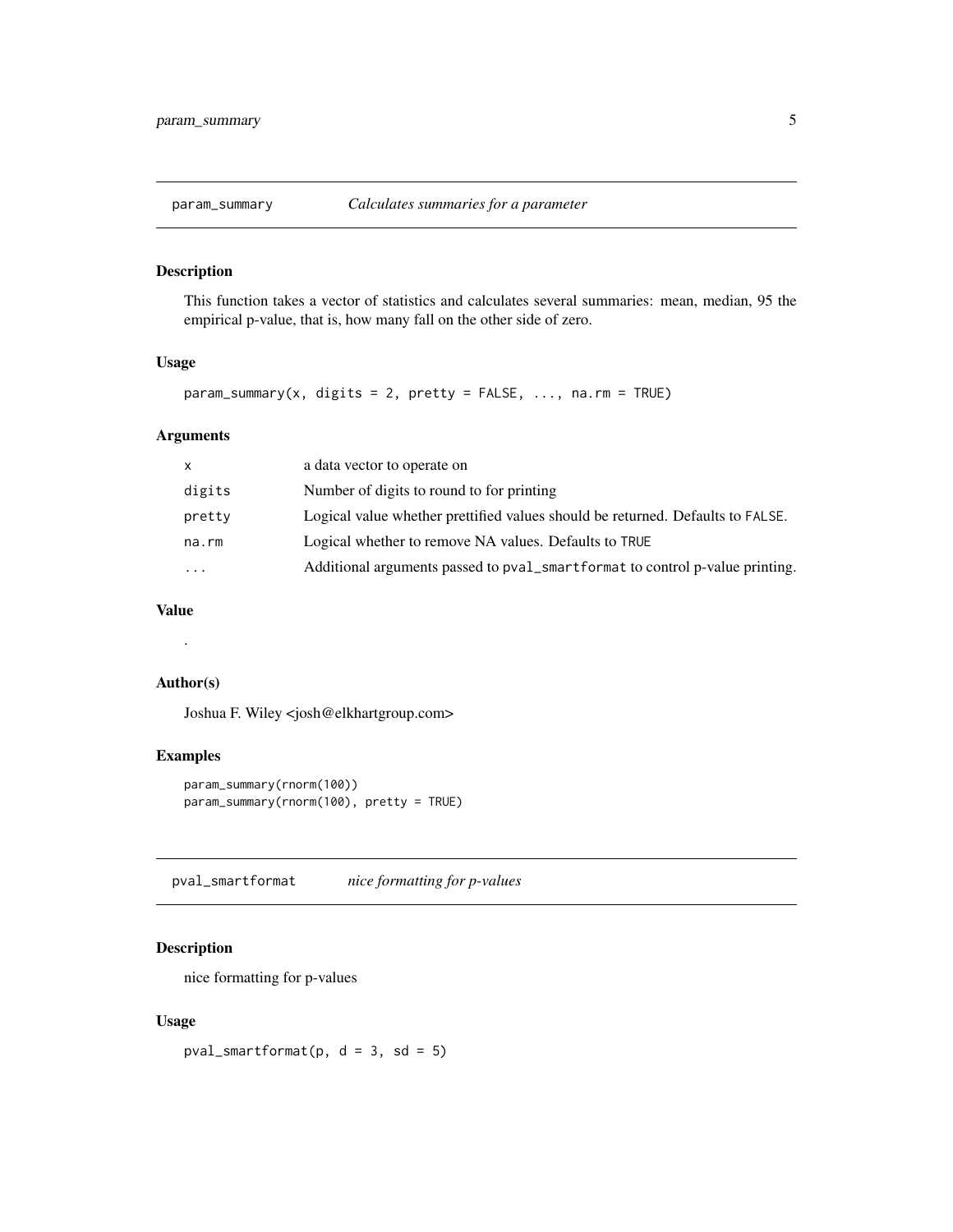## param_summary — *Calculates summaries for a parameter*

### Description

This function takes a vector of statistics and calculates several summaries: mean, median, 95 the empirical p-value, that is, how many fall on the other side of zero.

### Usage

```
param_summary(x, digits = 2, pretty = FALSE, ..., na.rm = TRUE)
```

### Arguments

| | |
|---|---|
| `x` | a data vector to operate on |
| `digits` | Number of digits to round to for printing |
| `pretty` | Logical value whether prettified values should be returned. Defaults to `FALSE`. |
| `na.rm` | Logical whether to remove NA values. Defaults to `TRUE` |
| `...` | Additional arguments passed to `pval_smartformat` to control p-value printing. |

### Value

.

### Author(s)

Joshua F. Wiley <josh@elkhartgroup.com>

### Examples

```
param_summary(rnorm(100))
param_summary(rnorm(100), pretty = TRUE)
```

## pval_smartformat — *nice formatting for p-values*

### Description

nice formatting for p-values

### Usage

```
pval_smartformat(p, d = 3, sd = 5)
```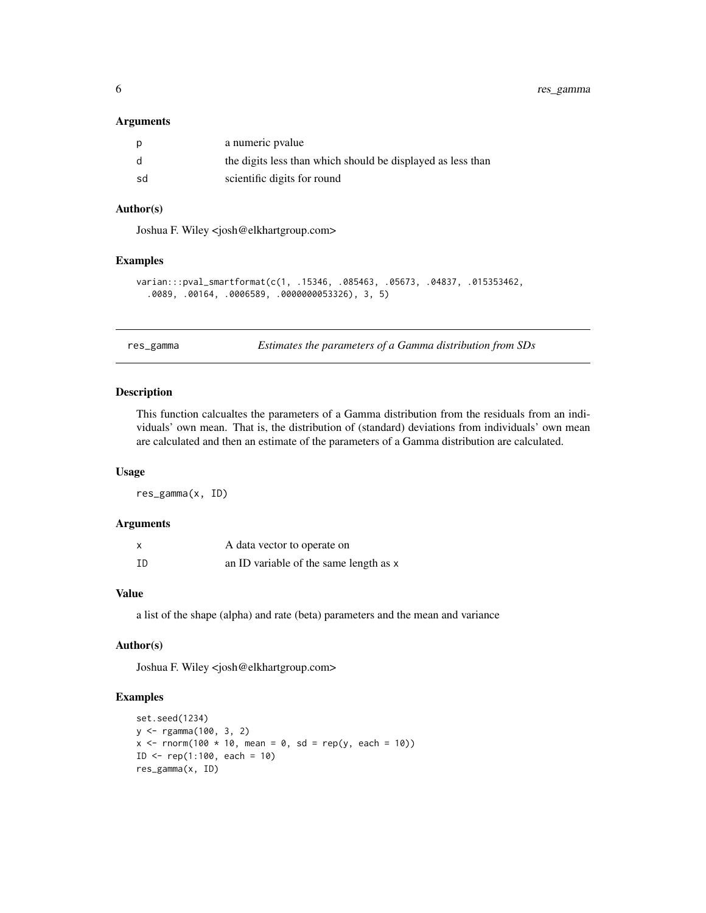### Arguments

| | |
|---|---|
| p | a numeric pvalue |
| d | the digits less than which should be displayed as less than |
| sd | scientific digits for round |

### Author(s)

Joshua F. Wiley <josh@elkhartgroup.com>

### Examples

```
varian:::pval_smartformat(c(1, .15346, .085463, .05673, .04837, .015353462,
  .0089, .00164, .0006589, .0000000053326), 3, 5)
```

---

## res_gamma — *Estimates the parameters of a Gamma distribution from SDs*

### Description

This function calcualtes the parameters of a Gamma distribution from the residuals from an individuals' own mean. That is, the distribution of (standard) deviations from individuals' own mean are calculated and then an estimate of the parameters of a Gamma distribution are calculated.

### Usage

```
res_gamma(x, ID)
```

### Arguments

| | |
|---|---|
| x | A data vector to operate on |
| ID | an ID variable of the same length as x |

### Value

a list of the shape (alpha) and rate (beta) parameters and the mean and variance

### Author(s)

Joshua F. Wiley <josh@elkhartgroup.com>

### Examples

```
set.seed(1234)
y <- rgamma(100, 3, 2)
x <- rnorm(100 * 10, mean = 0, sd = rep(y, each = 10))
ID <- rep(1:100, each = 10)
res_gamma(x, ID)
```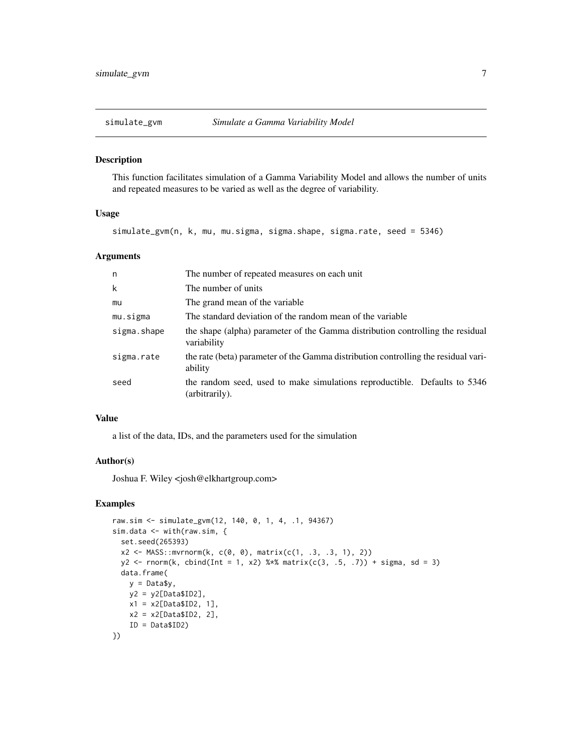## simulate_gvm — *Simulate a Gamma Variability Model*

### Description

This function facilitates simulation of a Gamma Variability Model and allows the number of units and repeated measures to be varied as well as the degree of variability.

### Usage

```
simulate_gvm(n, k, mu, mu.sigma, sigma.shape, sigma.rate, seed = 5346)
```

### Arguments

| Argument | Description |
|---|---|
| n | The number of repeated measures on each unit |
| k | The number of units |
| mu | The grand mean of the variable |
| mu.sigma | The standard deviation of the random mean of the variable |
| sigma.shape | the shape (alpha) parameter of the Gamma distribution controlling the residual variability |
| sigma.rate | the rate (beta) parameter of the Gamma distribution controlling the residual variability |
| seed | the random seed, used to make simulations reproductible. Defaults to 5346 (arbitrarily). |

### Value

a list of the data, IDs, and the parameters used for the simulation

### Author(s)

Joshua F. Wiley <josh@elkhartgroup.com>

### Examples

```
raw.sim <- simulate_gvm(12, 140, 0, 1, 4, .1, 94367)
sim.data <- with(raw.sim, {
  set.seed(265393)
  x2 <- MASS::mvrnorm(k, c(0, 0), matrix(c(1, .3, .3, 1), 2))
  y2 <- rnorm(k, cbind(Int = 1, x2) %*% matrix(c(3, .5, .7)) + sigma, sd = 3)
  data.frame(
    y = Data$y,
    y2 = y2[Data$ID2],
    x1 = x2[Data$ID2, 1],
    x2 = x2[Data$ID2, 2],
    ID = Data$ID2)
})
```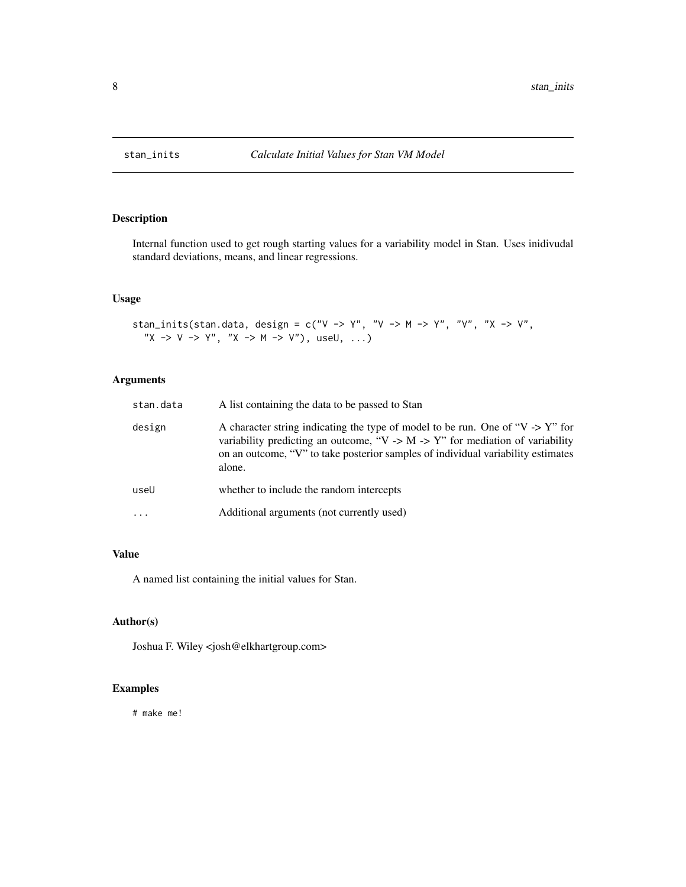stan_inits *Calculate Initial Values for Stan VM Model*

## Description

Internal function used to get rough starting values for a variability model in Stan. Uses inidivudal standard deviations, means, and linear regressions.

## Usage

```
stan_inits(stan.data, design = c("V -> Y", "V -> M -> Y", "V", "X -> V",
  "X -> V -> Y", "X -> M -> V"), useU, ...)
```

## Arguments

| | |
|---|---|
| stan.data | A list containing the data to be passed to Stan |
| design | A character string indicating the type of model to be run. One of "V -> Y" for variability predicting an outcome, "V -> M -> Y" for mediation of variability on an outcome, "V" to take posterior samples of individual variability estimates alone. |
| useU | whether to include the random intercepts |
| ... | Additional arguments (not currently used) |

## Value

A named list containing the initial values for Stan.

## Author(s)

Joshua F. Wiley <josh@elkhartgroup.com>

## Examples

```
# make me!
```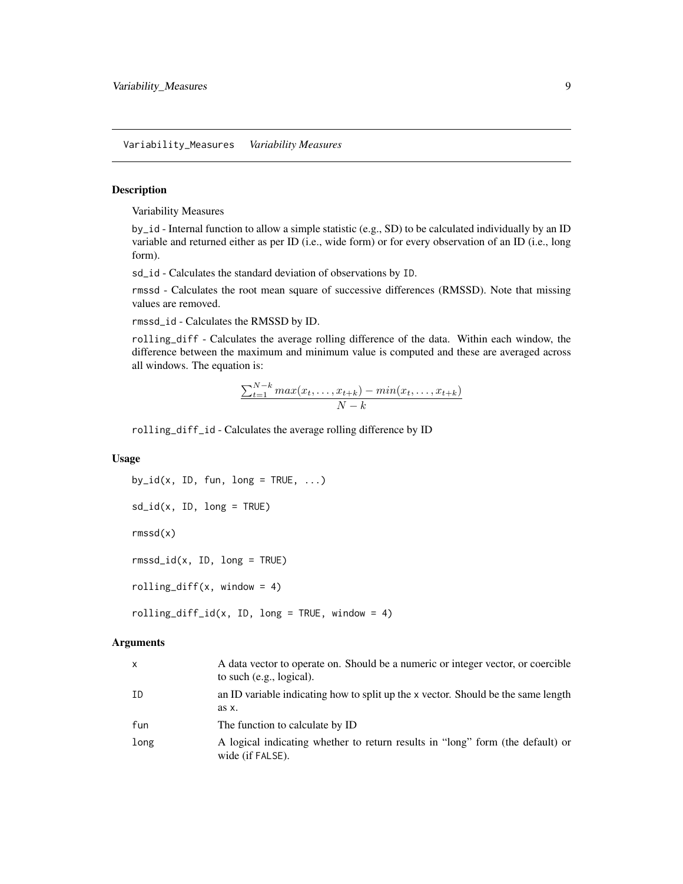## Variability_Measures *Variability Measures*

### Description

Variability Measures

by_id - Internal function to allow a simple statistic (e.g., SD) to be calculated individually by an ID variable and returned either as per ID (i.e., wide form) or for every observation of an ID (i.e., long form).

sd_id - Calculates the standard deviation of observations by ID.

rmssd - Calculates the root mean square of successive differences (RMSSD). Note that missing values are removed.

rmssd_id - Calculates the RMSSD by ID.

rolling_diff - Calculates the average rolling difference of the data. Within each window, the difference between the maximum and minimum value is computed and these are averaged across all windows. The equation is:

$$\frac{\sum_{t=1}^{N-k} max(x_t, \ldots, x_{t+k}) - min(x_t, \ldots, x_{t+k})}{N-k}$$

rolling_diff_id - Calculates the average rolling difference by ID

### Usage

```
by_id(x, ID, fun, long = TRUE, ...)

sd_id(x, ID, long = TRUE)

rmssd(x)

rmssd_id(x, ID, long = TRUE)

rolling_diff(x, window = 4)

rolling_diff_id(x, ID, long = TRUE, window = 4)
```

### Arguments

| | |
|---|---|
| x | A data vector to operate on. Should be a numeric or integer vector, or coercible to such (e.g., logical). |
| ID | an ID variable indicating how to split up the x vector. Should be the same length as x. |
| fun | The function to calculate by ID |
| long | A logical indicating whether to return results in "long" form (the default) or wide (if FALSE). |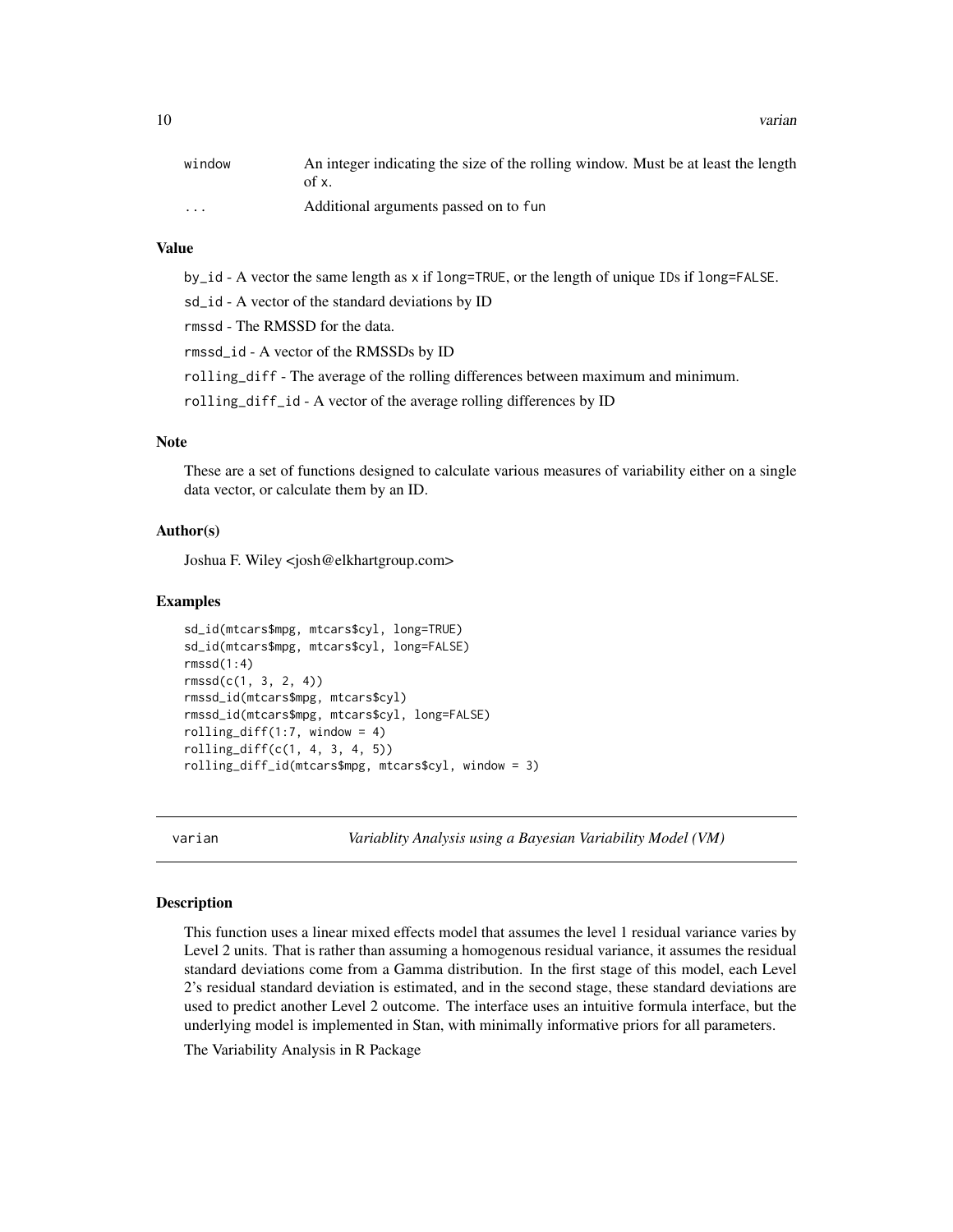| | |
|---|---|
| window | An integer indicating the size of the rolling window. Must be at least the length of x. |
| ... | Additional arguments passed on to fun |

### Value

by_id - A vector the same length as x if long=TRUE, or the length of unique IDs if long=FALSE.

sd_id - A vector of the standard deviations by ID

rmssd - The RMSSD for the data.

rmssd_id - A vector of the RMSSDs by ID

rolling_diff - The average of the rolling differences between maximum and minimum.

rolling_diff_id - A vector of the average rolling differences by ID

### Note

These are a set of functions designed to calculate various measures of variability either on a single data vector, or calculate them by an ID.

### Author(s)

Joshua F. Wiley <josh@elkhartgroup.com>

### Examples

```
sd_id(mtcars$mpg, mtcars$cyl, long=TRUE)
sd_id(mtcars$mpg, mtcars$cyl, long=FALSE)
rmssd(1:4)
rmssd(c(1, 3, 2, 4))
rmssd_id(mtcars$mpg, mtcars$cyl)
rmssd_id(mtcars$mpg, mtcars$cyl, long=FALSE)
rolling_diff(1:7, window = 4)
rolling_diff(c(1, 4, 3, 4, 5))
rolling_diff_id(mtcars$mpg, mtcars$cyl, window = 3)
```

---

## varian *Variablity Analysis using a Bayesian Variability Model (VM)*

---

### Description

This function uses a linear mixed effects model that assumes the level 1 residual variance varies by Level 2 units. That is rather than assuming a homogenous residual variance, it assumes the residual standard deviations come from a Gamma distribution. In the first stage of this model, each Level 2's residual standard deviation is estimated, and in the second stage, these standard deviations are used to predict another Level 2 outcome. The interface uses an intuitive formula interface, but the underlying model is implemented in Stan, with minimally informative priors for all parameters.

The Variability Analysis in R Package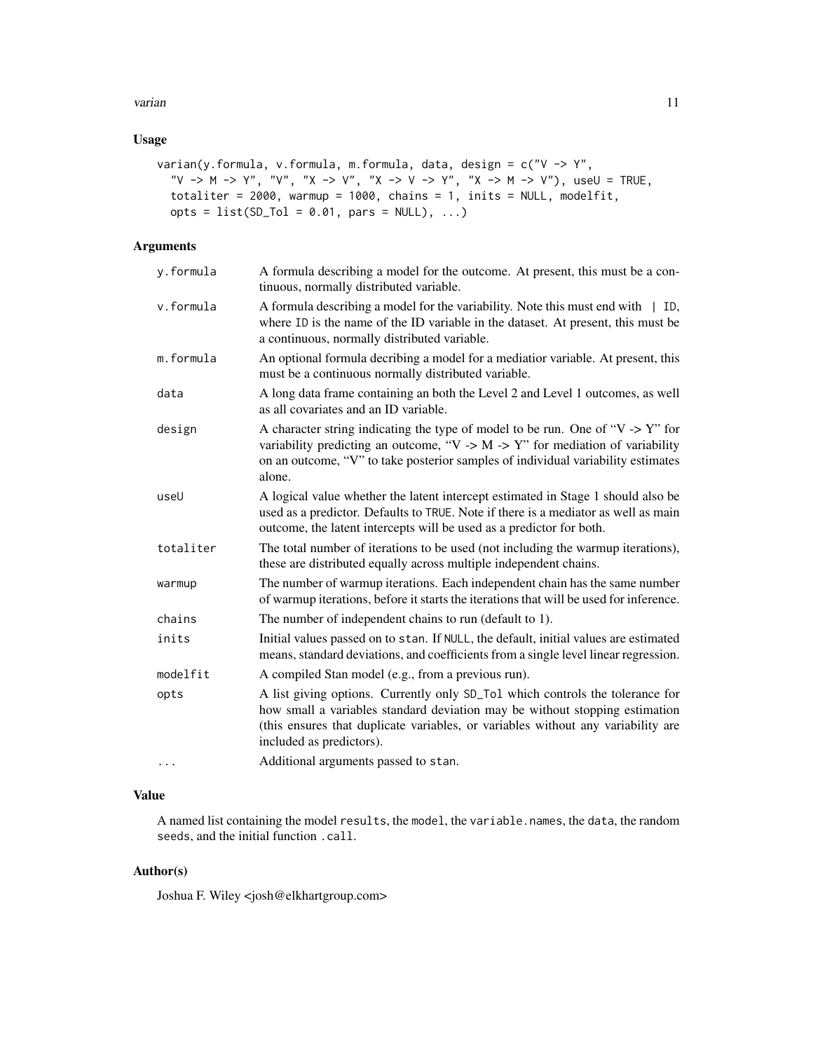## Usage

```
varian(y.formula, v.formula, m.formula, data, design = c("V -> Y",
  "V -> M -> Y", "V", "X -> V", "X -> V -> Y", "X -> M -> V"), useU = TRUE,
  totaliter = 2000, warmup = 1000, chains = 1, inits = NULL, modelfit,
  opts = list(SD_Tol = 0.01, pars = NULL), ...)
```

## Arguments

| | |
|---|---|
| `y.formula` | A formula describing a model for the outcome. At present, this must be a continuous, normally distributed variable. |
| `v.formula` | A formula describing a model for the variability. Note this must end with `| ID`, where `ID` is the name of the ID variable in the dataset. At present, this must be a continuous, normally distributed variable. |
| `m.formula` | An optional formula decribing a model for a mediatior variable. At present, this must be a continuous normally distributed variable. |
| `data` | A long data frame containing an both the Level 2 and Level 1 outcomes, as well as all covariates and an ID variable. |
| `design` | A character string indicating the type of model to be run. One of "V -> Y" for variability predicting an outcome, "V -> M -> Y" for mediation of variability on an outcome, "V" to take posterior samples of individual variability estimates alone. |
| `useU` | A logical value whether the latent intercept estimated in Stage 1 should also be used as a predictor. Defaults to `TRUE`. Note if there is a mediator as well as main outcome, the latent intercepts will be used as a predictor for both. |
| `totaliter` | The total number of iterations to be used (not including the warmup iterations), these are distributed equally across multiple independent chains. |
| `warmup` | The number of warmup iterations. Each independent chain has the same number of warmup iterations, before it starts the iterations that will be used for inference. |
| `chains` | The number of independent chains to run (default to 1). |
| `inits` | Initial values passed on to `stan`. If `NULL`, the default, initial values are estimated means, standard deviations, and coefficients from a single level linear regression. |
| `modelfit` | A compiled Stan model (e.g., from a previous run). |
| `opts` | A list giving options. Currently only `SD_Tol` which controls the tolerance for how small a variables standard deviation may be without stopping estimation (this ensures that duplicate variables, or variables without any variability are included as predictors). |
| `...` | Additional arguments passed to `stan`. |

## Value

A named list containing the model `results`, the `model`, the `variable.names`, the `data`, the random `seeds`, and the initial function `.call`.

## Author(s)

Joshua F. Wiley <josh@elkhartgroup.com>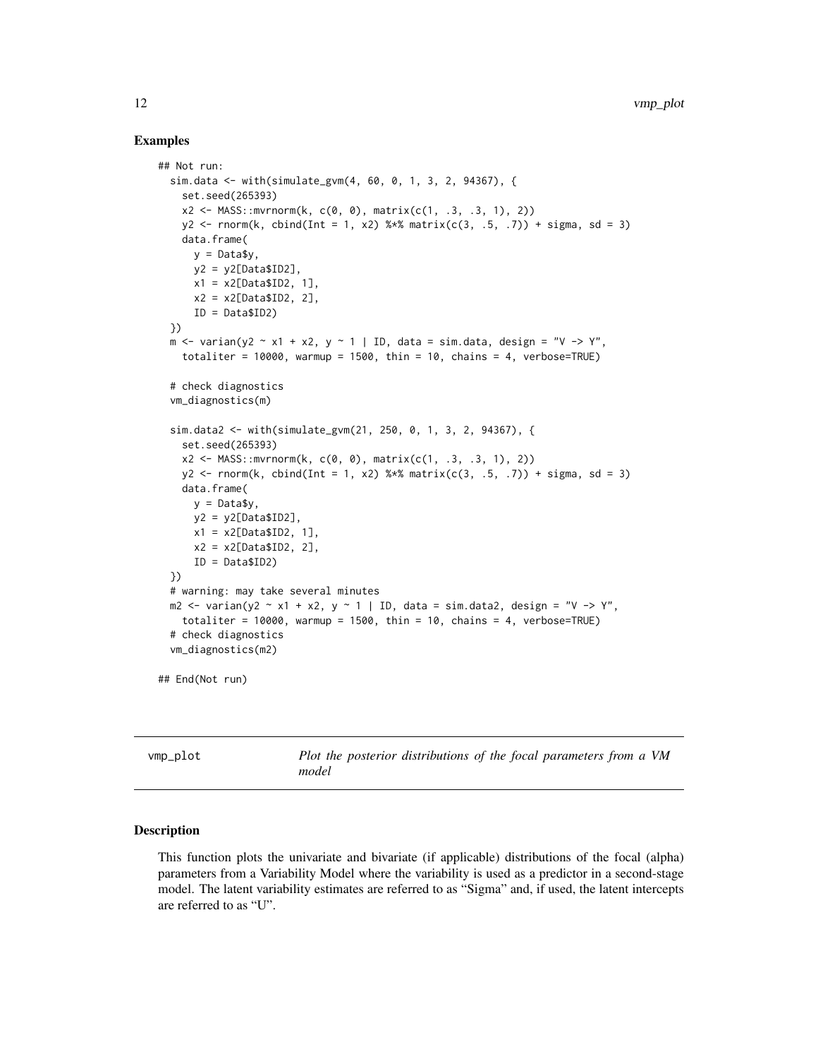### Examples

```
## Not run:
  sim.data <- with(simulate_gvm(4, 60, 0, 1, 3, 2, 94367), {
    set.seed(265393)
    x2 <- MASS::mvrnorm(k, c(0, 0), matrix(c(1, .3, .3, 1), 2))
    y2 <- rnorm(k, cbind(Int = 1, x2) %*% matrix(c(3, .5, .7)) + sigma, sd = 3)
    data.frame(
      y = Data$y,
      y2 = y2[Data$ID2],
      x1 = x2[Data$ID2, 1],
      x2 = x2[Data$ID2, 2],
      ID = Data$ID2)
  })
  m <- varian(y2 ~ x1 + x2, y ~ 1 | ID, data = sim.data, design = "V -> Y",
    totaliter = 10000, warmup = 1500, thin = 10, chains = 4, verbose=TRUE)

  # check diagnostics
  vm_diagnostics(m)

  sim.data2 <- with(simulate_gvm(21, 250, 0, 1, 3, 2, 94367), {
    set.seed(265393)
    x2 <- MASS::mvrnorm(k, c(0, 0), matrix(c(1, .3, .3, 1), 2))
    y2 <- rnorm(k, cbind(Int = 1, x2) %*% matrix(c(3, .5, .7)) + sigma, sd = 3)
    data.frame(
      y = Data$y,
      y2 = y2[Data$ID2],
      x1 = x2[Data$ID2, 1],
      x2 = x2[Data$ID2, 2],
      ID = Data$ID2)
  })
  # warning: may take several minutes
  m2 <- varian(y2 ~ x1 + x2, y ~ 1 | ID, data = sim.data2, design = "V -> Y",
    totaliter = 10000, warmup = 1500, thin = 10, chains = 4, verbose=TRUE)
  # check diagnostics
  vm_diagnostics(m2)

## End(Not run)
```

---

## vmp_plot — *Plot the posterior distributions of the focal parameters from a VM model*

---

### Description

This function plots the univariate and bivariate (if applicable) distributions of the focal (alpha) parameters from a Variability Model where the variability is used as a predictor in a second-stage model. The latent variability estimates are referred to as "Sigma" and, if used, the latent intercepts are referred to as "U".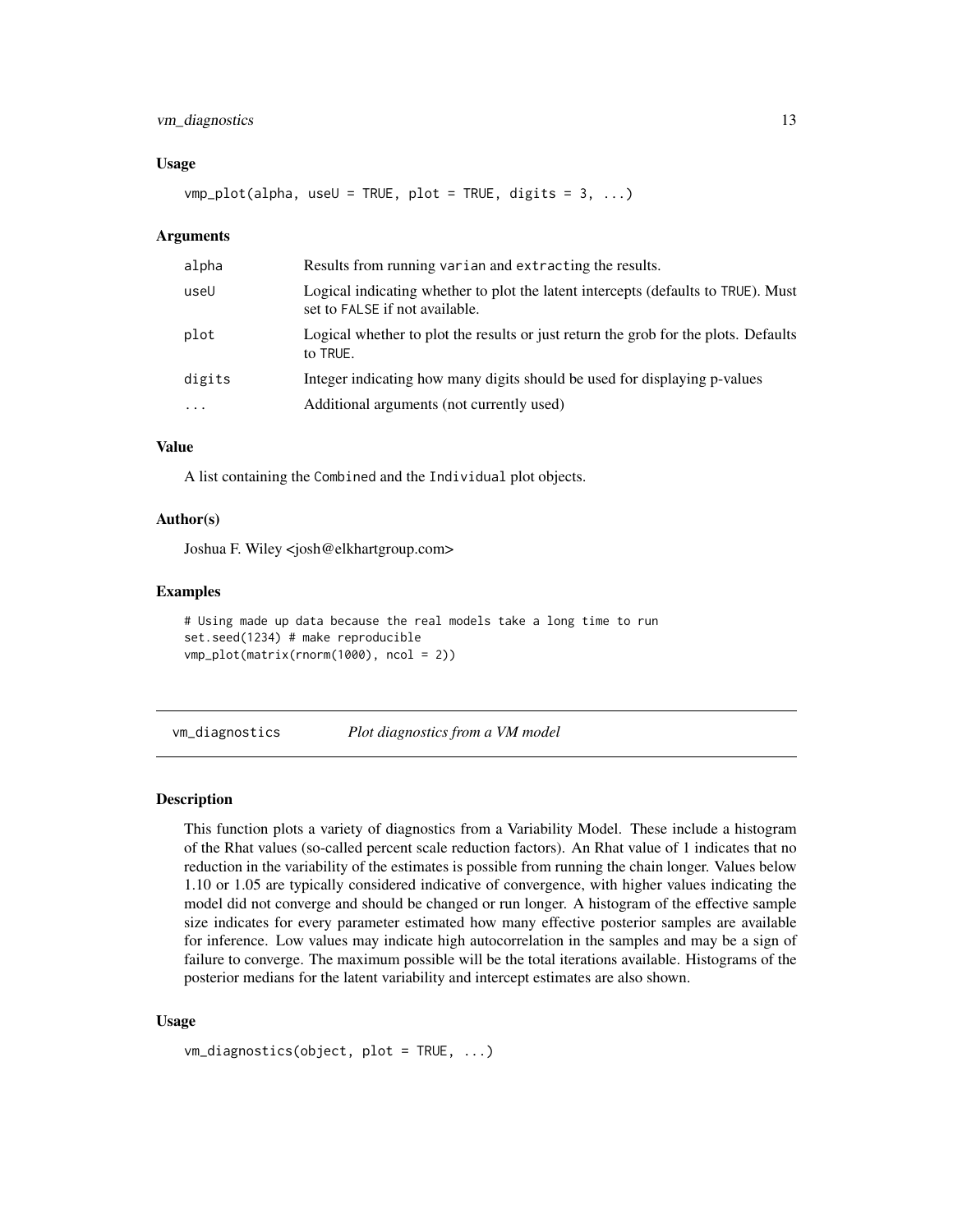### Usage

```
vmp_plot(alpha, useU = TRUE, plot = TRUE, digits = 3, ...)
```

### Arguments

| | |
|---|---|
| alpha | Results from running varian and extracting the results. |
| useU | Logical indicating whether to plot the latent intercepts (defaults to TRUE). Must set to FALSE if not available. |
| plot | Logical whether to plot the results or just return the grob for the plots. Defaults to TRUE. |
| digits | Integer indicating how many digits should be used for displaying p-values |
| ... | Additional arguments (not currently used) |

### Value

A list containing the Combined and the Individual plot objects.

### Author(s)

Joshua F. Wiley <josh@elkhartgroup.com>

### Examples

```
# Using made up data because the real models take a long time to run
set.seed(1234) # make reproducible
vmp_plot(matrix(rnorm(1000), ncol = 2))
```

## vm_diagnostics &emsp; *Plot diagnostics from a VM model*

### Description

This function plots a variety of diagnostics from a Variability Model. These include a histogram of the Rhat values (so-called percent scale reduction factors). An Rhat value of 1 indicates that no reduction in the variability of the estimates is possible from running the chain longer. Values below 1.10 or 1.05 are typically considered indicative of convergence, with higher values indicating the model did not converge and should be changed or run longer. A histogram of the effective sample size indicates for every parameter estimated how many effective posterior samples are available for inference. Low values may indicate high autocorrelation in the samples and may be a sign of failure to converge. The maximum possible will be the total iterations available. Histograms of the posterior medians for the latent variability and intercept estimates are also shown.

### Usage

```
vm_diagnostics(object, plot = TRUE, ...)
```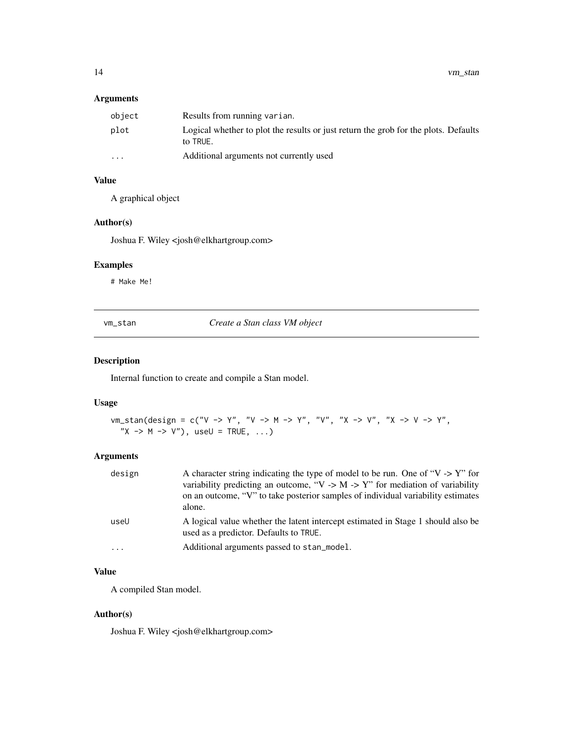### Arguments

| | |
|---|---|
| object | Results from running varian. |
| plot | Logical whether to plot the results or just return the grob for the plots. Defaults to TRUE. |
| ... | Additional arguments not currently used |

### Value

A graphical object

### Author(s)

Joshua F. Wiley <josh@elkhartgroup.com>

### Examples

```
# Make Me!
```

---

## vm_stan — *Create a Stan class VM object*

---

### Description

Internal function to create and compile a Stan model.

### Usage

```
vm_stan(design = c("V -> Y", "V -> M -> Y", "V", "X -> V", "X -> V -> Y",
  "X -> M -> V"), useU = TRUE, ...)
```

### Arguments

| | |
|---|---|
| design | A character string indicating the type of model to be run. One of "V -> Y" for variability predicting an outcome, "V -> M -> Y" for mediation of variability on an outcome, "V" to take posterior samples of individual variability estimates alone. |
| useU | A logical value whether the latent intercept estimated in Stage 1 should also be used as a predictor. Defaults to TRUE. |
| ... | Additional arguments passed to stan_model. |

### Value

A compiled Stan model.

### Author(s)

Joshua F. Wiley <josh@elkhartgroup.com>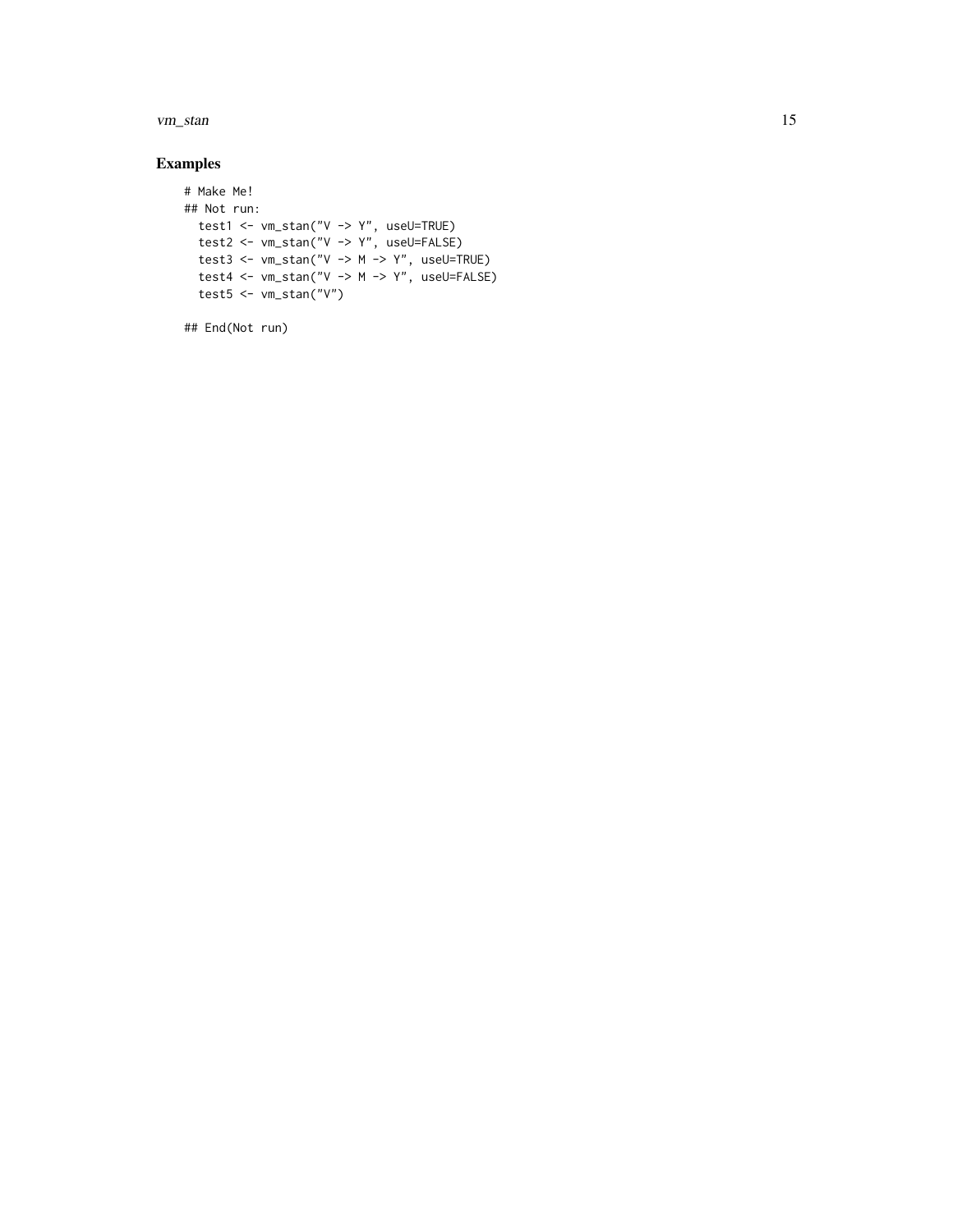## Examples

```
# Make Me!
## Not run:
  test1 <- vm_stan("V -> Y", useU=TRUE)
  test2 <- vm_stan("V -> Y", useU=FALSE)
  test3 <- vm_stan("V -> M -> Y", useU=TRUE)
  test4 <- vm_stan("V -> M -> Y", useU=FALSE)
  test5 <- vm_stan("V")

## End(Not run)
```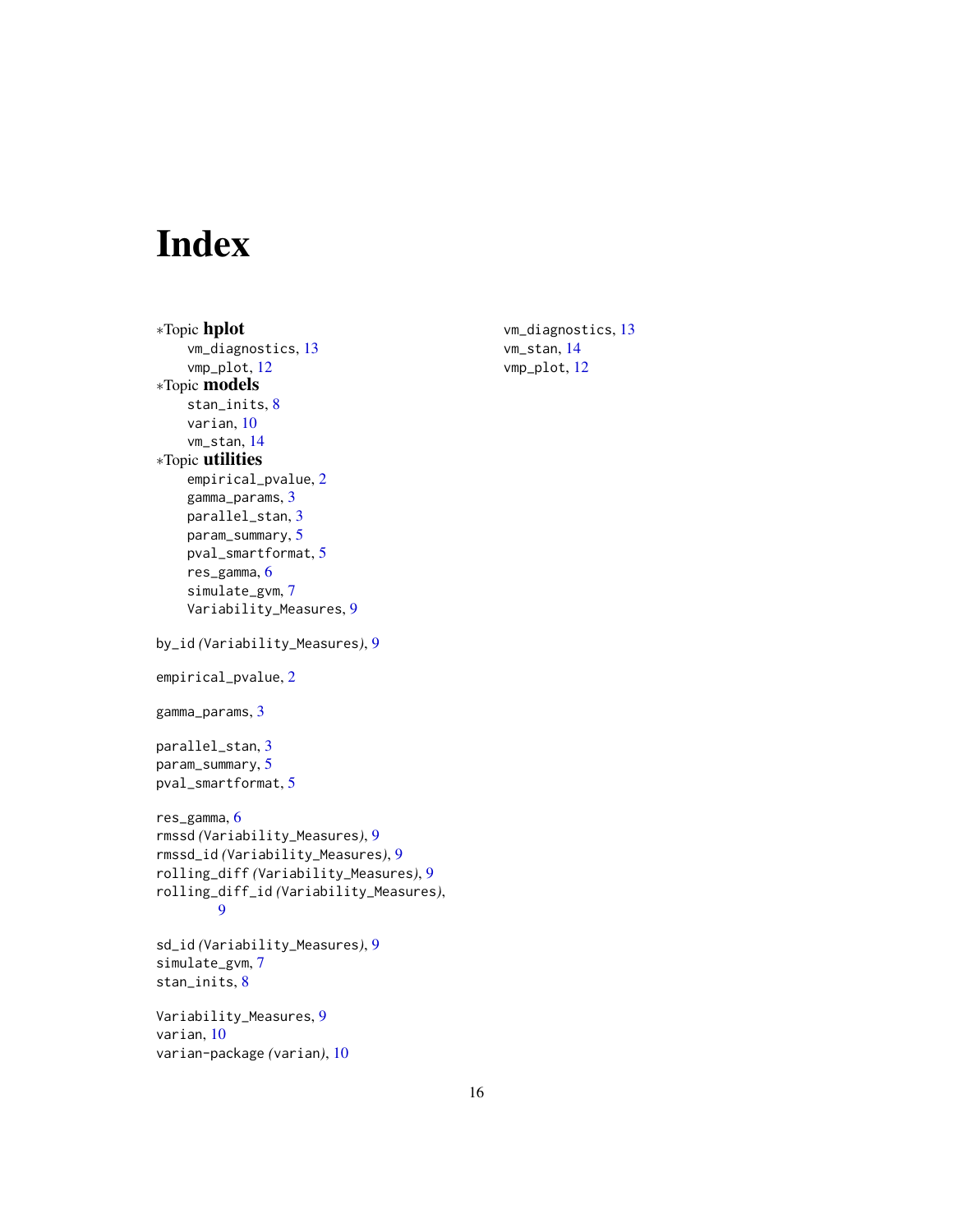# Index

*Topic **hplot**
- vm_diagnostics, 13
- vmp_plot, 12

*Topic **models**
- stan_inits, 8
- varian, 10
- vm_stan, 14

*Topic **utilities**
- empirical_pvalue, 2
- gamma_params, 3
- parallel_stan, 3
- param_summary, 5
- pval_smartformat, 5
- res_gamma, 6
- simulate_gvm, 7
- Variability_Measures, 9

by_id *(*Variability_Measures*)*, 9

empirical_pvalue, 2

gamma_params, 3

parallel_stan, 3
param_summary, 5
pval_smartformat, 5

res_gamma, 6
rmssd *(*Variability_Measures*)*, 9
rmssd_id *(*Variability_Measures*)*, 9
rolling_diff *(*Variability_Measures*)*, 9
rolling_diff_id *(*Variability_Measures*)*, 9

sd_id *(*Variability_Measures*)*, 9
simulate_gvm, 7
stan_inits, 8

Variability_Measures, 9
varian, 10
varian-package *(*varian*)*, 10
vm_diagnostics, 13
vm_stan, 14
vmp_plot, 12